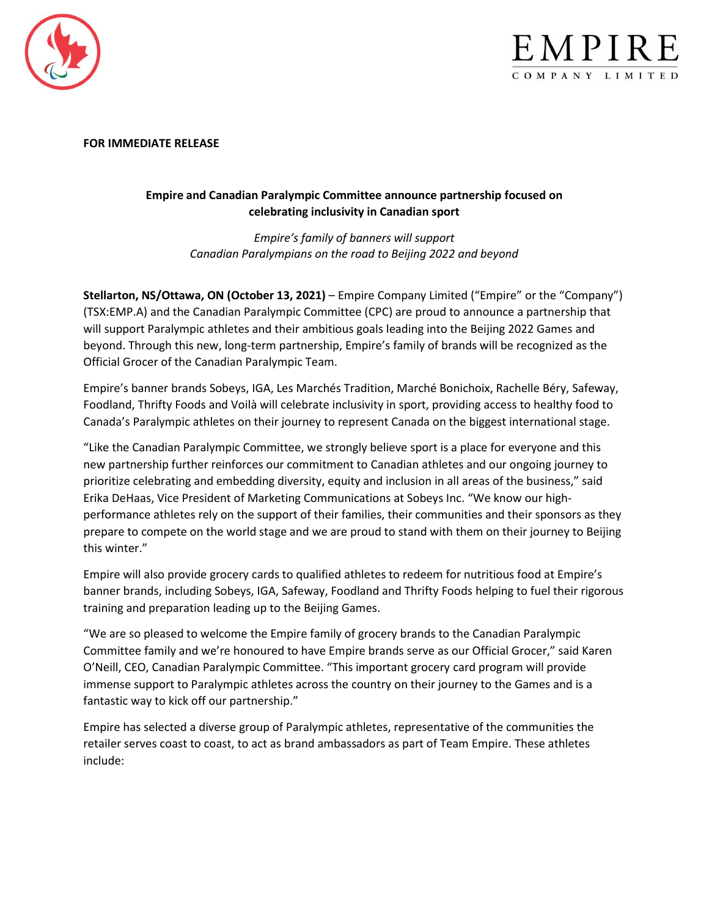**FOR IMMEDIATE RELEASE**

## Empire and Canadian Paralympic Committee announce partnership focused on celebrating inclusivity in Canadian sport

*Empire's family of banners will support Canadian Paralympians on the road to Beijing 2022 and beyond*

**Stellarton, NS/Ottawa, ON (October 13, 2021)** – Empire Company Limited ("Empire" or the "Company") (TSX:EMP.A) and the Canadian Paralympic Committee (CPC) are proud to announce a partnership that will support Paralympic athletes and their ambitious goals leading into the Beijing 2022 Games and beyond. Through this new, long-term partnership, Empire's family of brands will be recognized as the Official Grocer of the Canadian Paralympic Team.

Empire's banner brands Sobeys, IGA, Les Marchés Tradition, Marché Bonichoix, Rachelle Béry, Safeway, Foodland, Thrifty Foods and Voilà will celebrate inclusivity in sport, providing access to healthy food to Canada's Paralympic athletes on their journey to represent Canada on the biggest international stage.

"Like the Canadian Paralympic Committee, we strongly believe sport is a place for everyone and this new partnership further reinforces our commitment to Canadian athletes and our ongoing journey to prioritize celebrating and embedding diversity, equity and inclusion in all areas of the business," said Erika DeHaas, Vice President of Marketing Communications at Sobeys Inc. "We know our high-performance athletes rely on the support of their families, their communities and their sponsors as they prepare to compete on the world stage and we are proud to stand with them on their journey to Beijing this winter."

Empire will also provide grocery cards to qualified athletes to redeem for nutritious food at Empire's banner brands, including Sobeys, IGA, Safeway, Foodland and Thrifty Foods helping to fuel their rigorous training and preparation leading up to the Beijing Games.

"We are so pleased to welcome the Empire family of grocery brands to the Canadian Paralympic Committee family and we're honoured to have Empire brands serve as our Official Grocer," said Karen O'Neill, CEO, Canadian Paralympic Committee. "This important grocery card program will provide immense support to Paralympic athletes across the country on their journey to the Games and is a fantastic way to kick off our partnership."

Empire has selected a diverse group of Paralympic athletes, representative of the communities the retailer serves coast to coast, to act as brand ambassadors as part of Team Empire. These athletes include: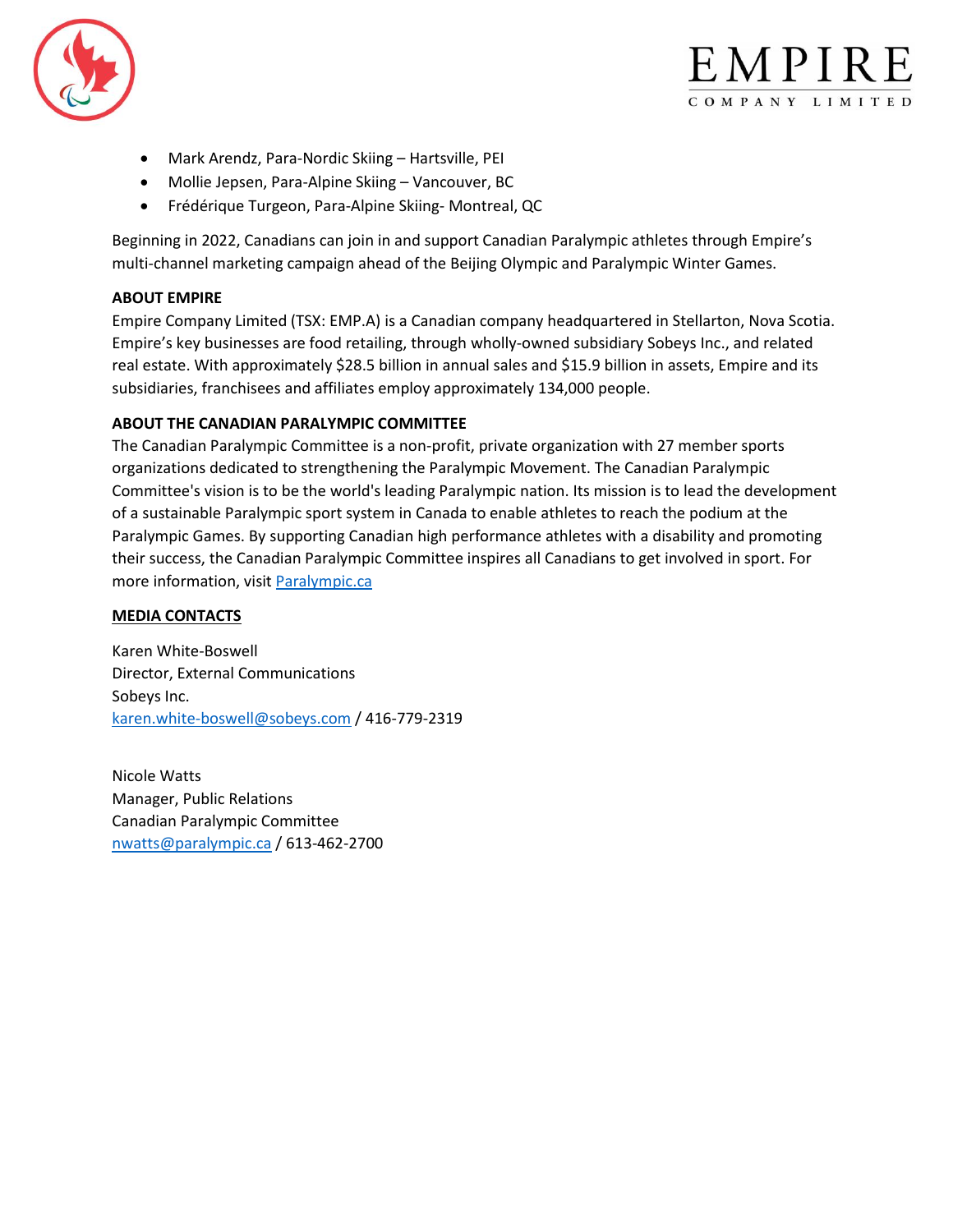- Mark Arendz, Para-Nordic Skiing – Hartsville, PEI
- Mollie Jepsen, Para-Alpine Skiing – Vancouver, BC
- Frédérique Turgeon, Para-Alpine Skiing- Montreal, QC

Beginning in 2022, Canadians can join in and support Canadian Paralympic athletes through Empire's multi-channel marketing campaign ahead of the Beijing Olympic and Paralympic Winter Games.

**ABOUT EMPIRE**

Empire Company Limited (TSX: EMP.A) is a Canadian company headquartered in Stellarton, Nova Scotia. Empire's key businesses are food retailing, through wholly-owned subsidiary Sobeys Inc., and related real estate. With approximately $28.5 billion in annual sales and $15.9 billion in assets, Empire and its subsidiaries, franchisees and affiliates employ approximately 134,000 people.

**ABOUT THE CANADIAN PARALYMPIC COMMITTEE**

The Canadian Paralympic Committee is a non-profit, private organization with 27 member sports organizations dedicated to strengthening the Paralympic Movement. The Canadian Paralympic Committee's vision is to be the world's leading Paralympic nation. Its mission is to lead the development of a sustainable Paralympic sport system in Canada to enable athletes to reach the podium at the Paralympic Games. By supporting Canadian high performance athletes with a disability and promoting their success, the Canadian Paralympic Committee inspires all Canadians to get involved in sport. For more information, visit Paralympic.ca

**MEDIA CONTACTS**

Karen White-Boswell
Director, External Communications
Sobeys Inc.
karen.white-boswell@sobeys.com / 416-779-2319

Nicole Watts
Manager, Public Relations
Canadian Paralympic Committee
nwatts@paralympic.ca / 613-462-2700